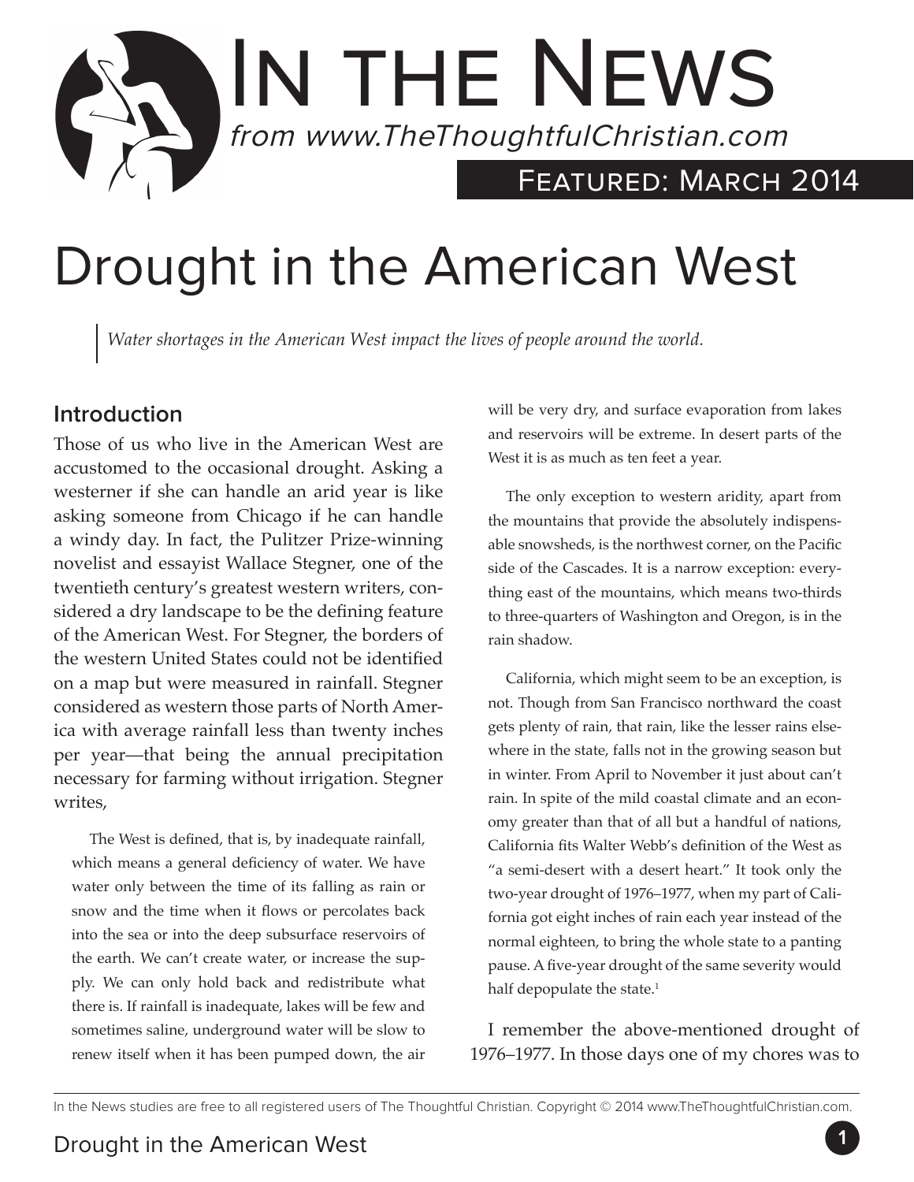# In the News

*from www.TheThoughtfulChristian.com*

Featured: March 2014

# Drought in the American West

> *Water shortages in the American West impact the lives of people around the world.*

## Introduction

Those of us who live in the American West are accustomed to the occasional drought. Asking a westerner if she can handle an arid year is like asking someone from Chicago if he can handle a windy day. In fact, the Pulitzer Prize-winning novelist and essayist Wallace Stegner, one of the twentieth century's greatest western writers, considered a dry landscape to be the defining feature of the American West. For Stegner, the borders of the western United States could not be identified on a map but were measured in rainfall. Stegner considered as western those parts of North America with average rainfall less than twenty inches per year—that being the annual precipitation necessary for farming without irrigation. Stegner writes,

> The West is defined, that is, by inadequate rainfall, which means a general deficiency of water. We have water only between the time of its falling as rain or snow and the time when it flows or percolates back into the sea or into the deep subsurface reservoirs of the earth. We can't create water, or increase the supply. We can only hold back and redistribute what there is. If rainfall is inadequate, lakes will be few and sometimes saline, underground water will be slow to renew itself when it has been pumped down, the air will be very dry, and surface evaporation from lakes and reservoirs will be extreme. In desert parts of the West it is as much as ten feet a year.
>
> The only exception to western aridity, apart from the mountains that provide the absolutely indispensable snowsheds, is the northwest corner, on the Pacific side of the Cascades. It is a narrow exception: everything east of the mountains, which means two-thirds to three-quarters of Washington and Oregon, is in the rain shadow.
>
> California, which might seem to be an exception, is not. Though from San Francisco northward the coast gets plenty of rain, that rain, like the lesser rains elsewhere in the state, falls not in the growing season but in winter. From April to November it just about can't rain. In spite of the mild coastal climate and an economy greater than that of all but a handful of nations, California fits Walter Webb's definition of the West as "a semi-desert with a desert heart." It took only the two-year drought of 1976–1977, when my part of California got eight inches of rain each year instead of the normal eighteen, to bring the whole state to a panting pause. A five-year drought of the same severity would half depopulate the state.[1]

I remember the above-mentioned drought of 1976–1977. In those days one of my chores was to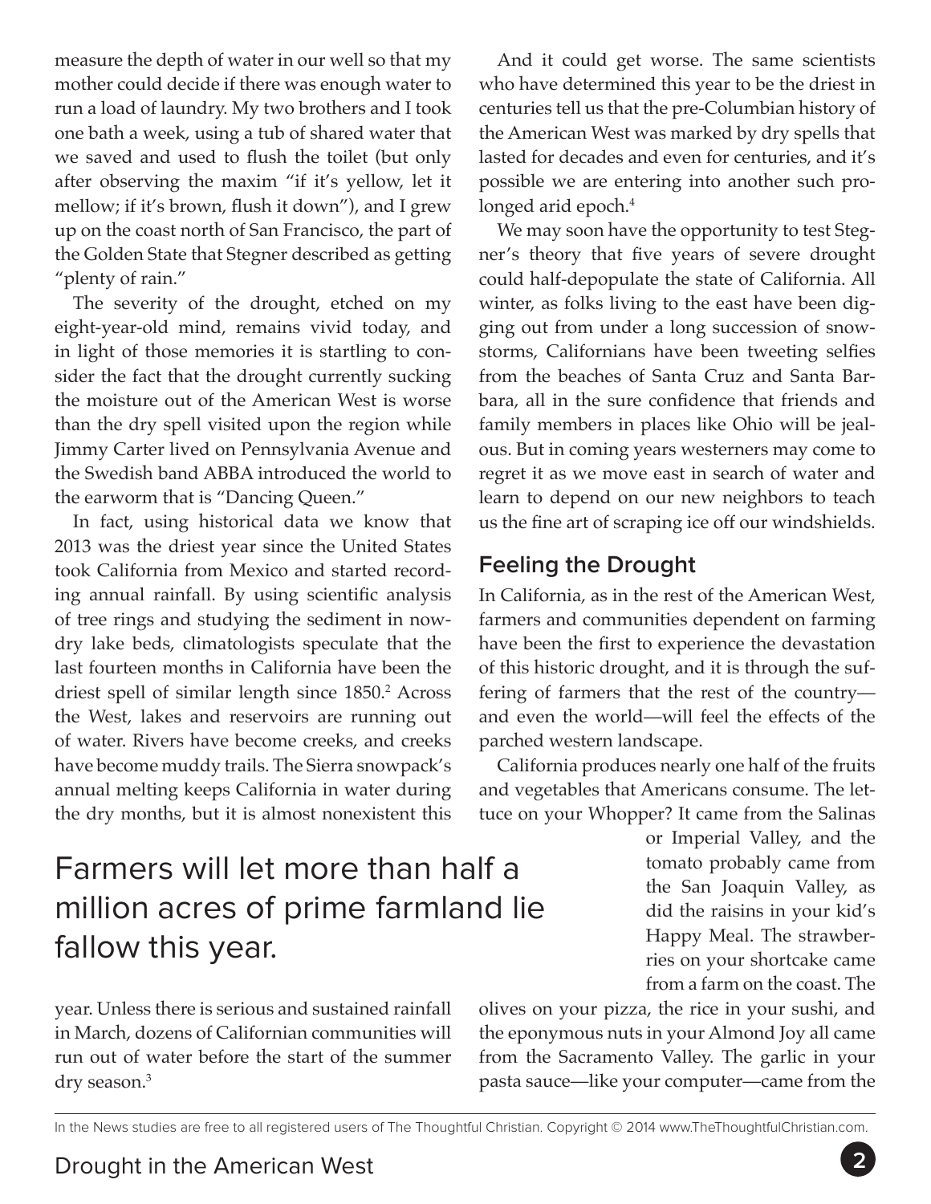measure the depth of water in our well so that my mother could decide if there was enough water to run a load of laundry. My two brothers and I took one bath a week, using a tub of shared water that we saved and used to flush the toilet (but only after observing the maxim "if it's yellow, let it mellow; if it's brown, flush it down"), and I grew up on the coast north of San Francisco, the part of the Golden State that Stegner described as getting "plenty of rain."

The severity of the drought, etched on my eight-year-old mind, remains vivid today, and in light of those memories it is startling to consider the fact that the drought currently sucking the moisture out of the American West is worse than the dry spell visited upon the region while Jimmy Carter lived on Pennsylvania Avenue and the Swedish band ABBA introduced the world to the earworm that is "Dancing Queen."

In fact, using historical data we know that 2013 was the driest year since the United States took California from Mexico and started recording annual rainfall. By using scientific analysis of tree rings and studying the sediment in now-dry lake beds, climatologists speculate that the last fourteen months in California have been the driest spell of similar length since 1850.[2] Across the West, lakes and reservoirs are running out of water. Rivers have become creeks, and creeks have become muddy trails. The Sierra snowpack's annual melting keeps California in water during the dry months, but it is almost nonexistent this year. Unless there is serious and sustained rainfall in March, dozens of Californian communities will run out of water before the start of the summer dry season.[3]

And it could get worse. The same scientists who have determined this year to be the driest in centuries tell us that the pre-Columbian history of the American West was marked by dry spells that lasted for decades and even for centuries, and it's possible we are entering into another such prolonged arid epoch.[4]

We may soon have the opportunity to test Stegner's theory that five years of severe drought could half-depopulate the state of California. All winter, as folks living to the east have been digging out from under a long succession of snowstorms, Californians have been tweeting selfies from the beaches of Santa Cruz and Santa Barbara, all in the sure confidence that friends and family members in places like Ohio will be jealous. But in coming years westerners may come to regret it as we move east in search of water and learn to depend on our new neighbors to teach us the fine art of scraping ice off our windshields.

## Feeling the Drought

In California, as in the rest of the American West, farmers and communities dependent on farming have been the first to experience the devastation of this historic drought, and it is through the suffering of farmers that the rest of the country—and even the world—will feel the effects of the parched western landscape.

California produces nearly one half of the fruits and vegetables that Americans consume. The lettuce on your Whopper? It came from the Salinas or Imperial Valley, and the tomato probably came from the San Joaquin Valley, as did the raisins in your kid's Happy Meal. The strawberries on your shortcake came from a farm on the coast. The olives on your pizza, the rice in your sushi, and the eponymous nuts in your Almond Joy all came from the Sacramento Valley. The garlic in your pasta sauce—like your computer—came from the

> Farmers will let more than half a million acres of prime farmland lie fallow this year.

In the News studies are free to all registered users of The Thoughtful Christian. Copyright © 2014 www.TheThoughtfulChristian.com.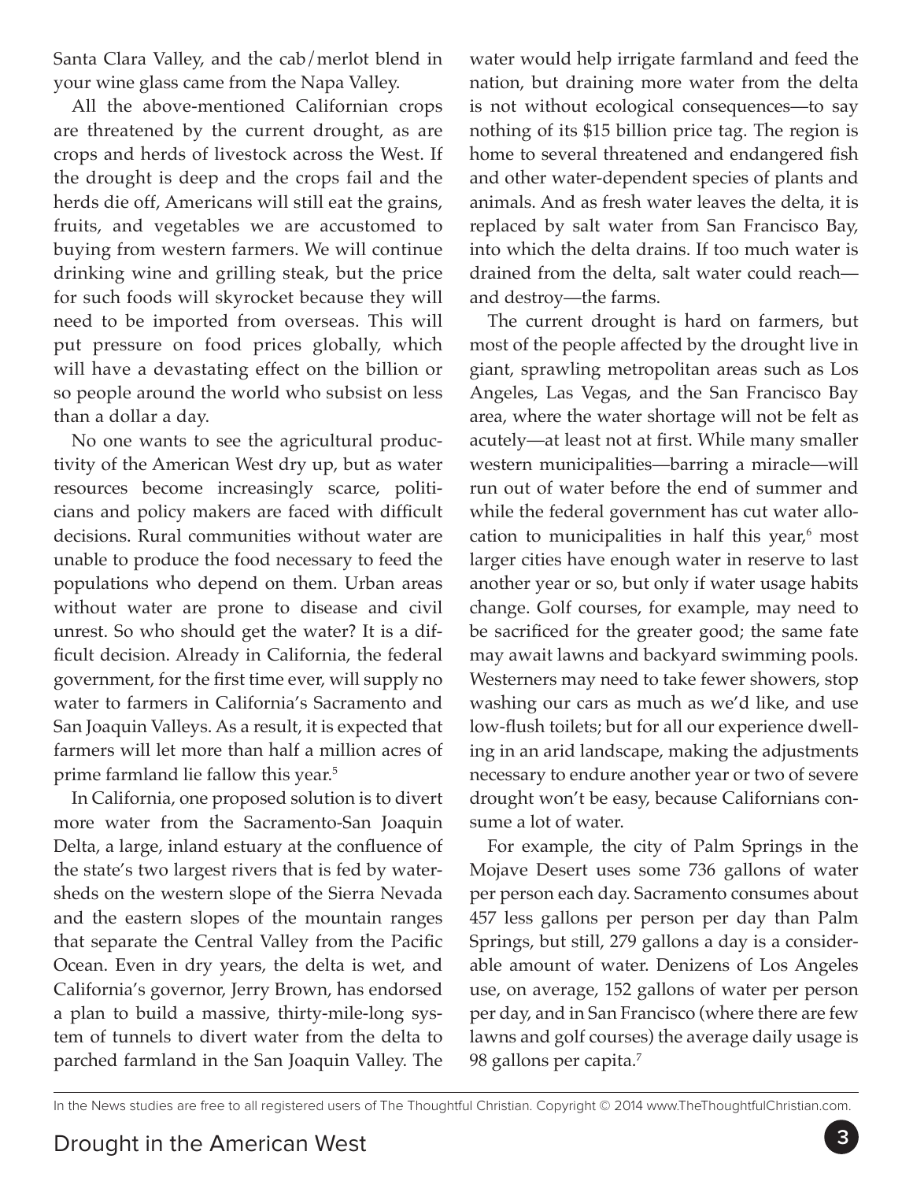Santa Clara Valley, and the cab/merlot blend in your wine glass came from the Napa Valley.

All the above-mentioned Californian crops are threatened by the current drought, as are crops and herds of livestock across the West. If the drought is deep and the crops fail and the herds die off, Americans will still eat the grains, fruits, and vegetables we are accustomed to buying from western farmers. We will continue drinking wine and grilling steak, but the price for such foods will skyrocket because they will need to be imported from overseas. This will put pressure on food prices globally, which will have a devastating effect on the billion or so people around the world who subsist on less than a dollar a day.

No one wants to see the agricultural productivity of the American West dry up, but as water resources become increasingly scarce, politicians and policy makers are faced with difficult decisions. Rural communities without water are unable to produce the food necessary to feed the populations who depend on them. Urban areas without water are prone to disease and civil unrest. So who should get the water? It is a difficult decision. Already in California, the federal government, for the first time ever, will supply no water to farmers in California's Sacramento and San Joaquin Valleys. As a result, it is expected that farmers will let more than half a million acres of prime farmland lie fallow this year.[5]

In California, one proposed solution is to divert more water from the Sacramento-San Joaquin Delta, a large, inland estuary at the confluence of the state's two largest rivers that is fed by watersheds on the western slope of the Sierra Nevada and the eastern slopes of the mountain ranges that separate the Central Valley from the Pacific Ocean. Even in dry years, the delta is wet, and California's governor, Jerry Brown, has endorsed a plan to build a massive, thirty-mile-long system of tunnels to divert water from the delta to parched farmland in the San Joaquin Valley. The water would help irrigate farmland and feed the nation, but draining more water from the delta is not without ecological consequences—to say nothing of its $15 billion price tag. The region is home to several threatened and endangered fish and other water-dependent species of plants and animals. And as fresh water leaves the delta, it is replaced by salt water from San Francisco Bay, into which the delta drains. If too much water is drained from the delta, salt water could reach—and destroy—the farms.

The current drought is hard on farmers, but most of the people affected by the drought live in giant, sprawling metropolitan areas such as Los Angeles, Las Vegas, and the San Francisco Bay area, where the water shortage will not be felt as acutely—at least not at first. While many smaller western municipalities—barring a miracle—will run out of water before the end of summer and while the federal government has cut water allocation to municipalities in half this year,[6] most larger cities have enough water in reserve to last another year or so, but only if water usage habits change. Golf courses, for example, may need to be sacrificed for the greater good; the same fate may await lawns and backyard swimming pools. Westerners may need to take fewer showers, stop washing our cars as much as we'd like, and use low-flush toilets; but for all our experience dwelling in an arid landscape, making the adjustments necessary to endure another year or two of severe drought won't be easy, because Californians consume a lot of water.

For example, the city of Palm Springs in the Mojave Desert uses some 736 gallons of water per person each day. Sacramento consumes about 457 less gallons per person per day than Palm Springs, but still, 279 gallons a day is a considerable amount of water. Denizens of Los Angeles use, on average, 152 gallons of water per person per day, and in San Francisco (where there are few lawns and golf courses) the average daily usage is 98 gallons per capita.[7]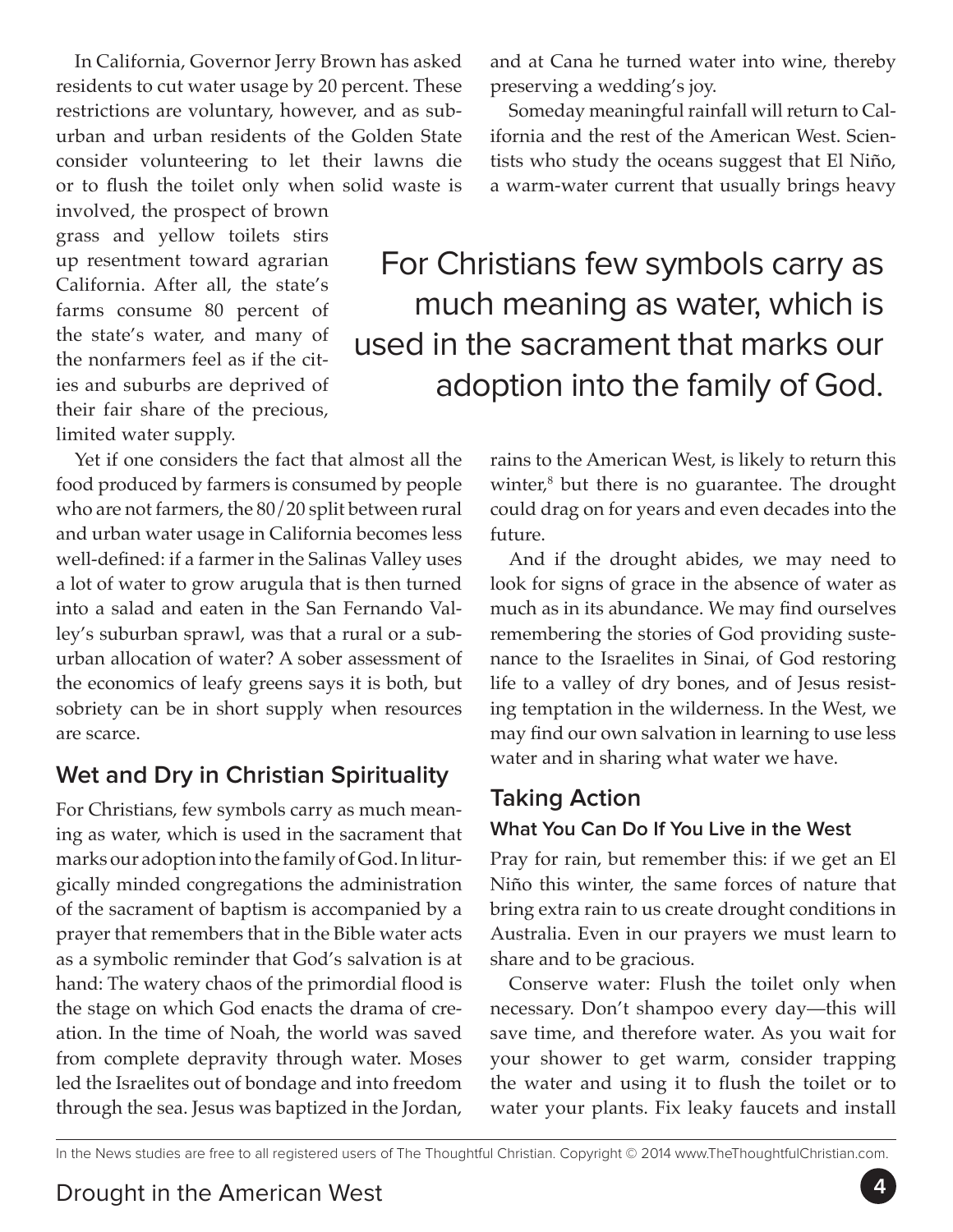In California, Governor Jerry Brown has asked residents to cut water usage by 20 percent. These restrictions are voluntary, however, and as suburban and urban residents of the Golden State consider volunteering to let their lawns die or to flush the toilet only when solid waste is involved, the prospect of brown grass and yellow toilets stirs up resentment toward agrarian California. After all, the state's farms consume 80 percent of the state's water, and many of the nonfarmers feel as if the cities and suburbs are deprived of their fair share of the precious, limited water supply.

Yet if one considers the fact that almost all the food produced by farmers is consumed by people who are not farmers, the 80/20 split between rural and urban water usage in California becomes less well-defined: if a farmer in the Salinas Valley uses a lot of water to grow arugula that is then turned into a salad and eaten in the San Fernando Valley's suburban sprawl, was that a rural or a suburban allocation of water? A sober assessment of the economics of leafy greens says it is both, but sobriety can be in short supply when resources are scarce.

## Wet and Dry in Christian Spirituality

For Christians, few symbols carry as much meaning as water, which is used in the sacrament that marks our adoption into the family of God. In liturgically minded congregations the administration of the sacrament of baptism is accompanied by a prayer that remembers that in the Bible water acts as a symbolic reminder that God's salvation is at hand: The watery chaos of the primordial flood is the stage on which God enacts the drama of creation. In the time of Noah, the world was saved from complete depravity through water. Moses led the Israelites out of bondage and into freedom through the sea. Jesus was baptized in the Jordan, and at Cana he turned water into wine, thereby preserving a wedding's joy.

> For Christians few symbols carry as much meaning as water, which is used in the sacrament that marks our adoption into the family of God.

Someday meaningful rainfall will return to California and the rest of the American West. Scientists who study the oceans suggest that El Niño, a warm-water current that usually brings heavy rains to the American West, is likely to return this winter,[8] but there is no guarantee. The drought could drag on for years and even decades into the future.

And if the drought abides, we may need to look for signs of grace in the absence of water as much as in its abundance. We may find ourselves remembering the stories of God providing sustenance to the Israelites in Sinai, of God restoring life to a valley of dry bones, and of Jesus resisting temptation in the wilderness. In the West, we may find our own salvation in learning to use less water and in sharing what water we have.

## Taking Action

### What You Can Do If You Live in the West

Pray for rain, but remember this: if we get an El Niño this winter, the same forces of nature that bring extra rain to us create drought conditions in Australia. Even in our prayers we must learn to share and to be gracious.

Conserve water: Flush the toilet only when necessary. Don't shampoo every day—this will save time, and therefore water. As you wait for your shower to get warm, consider trapping the water and using it to flush the toilet or to water your plants. Fix leaky faucets and install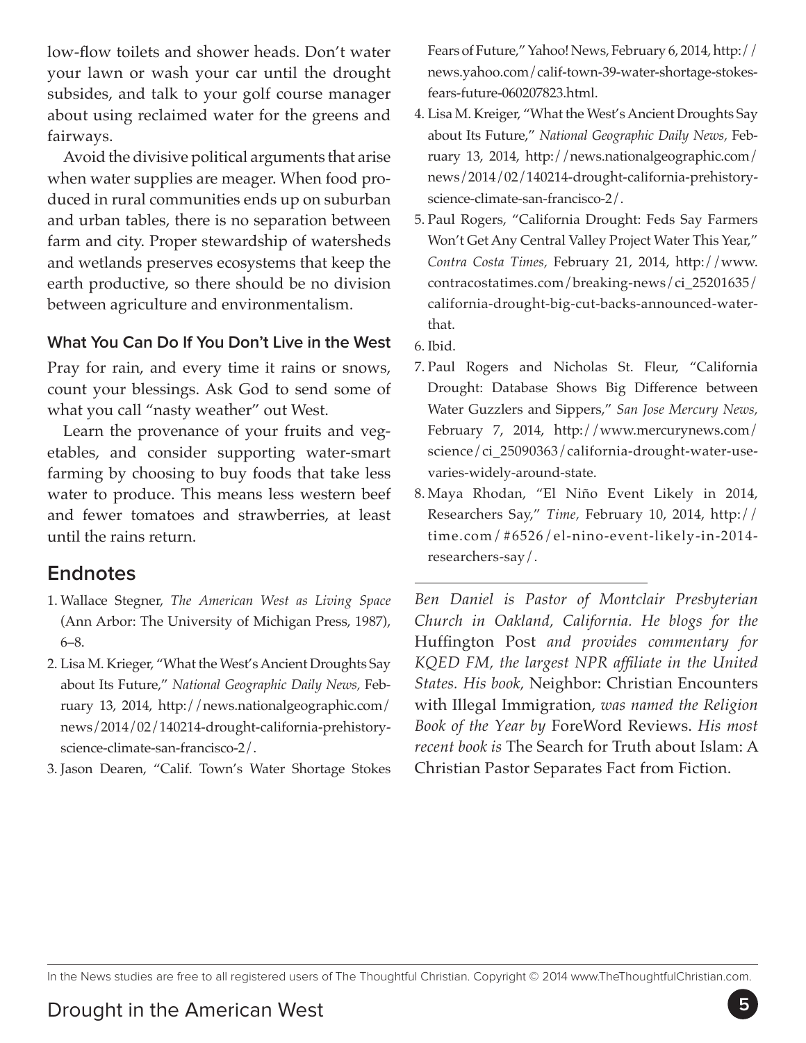low-flow toilets and shower heads. Don't water your lawn or wash your car until the drought subsides, and talk to your golf course manager about using reclaimed water for the greens and fairways.

Avoid the divisive political arguments that arise when water supplies are meager. When food produced in rural communities ends up on suburban and urban tables, there is no separation between farm and city. Proper stewardship of watersheds and wetlands preserves ecosystems that keep the earth productive, so there should be no division between agriculture and environmentalism.

### What You Can Do If You Don't Live in the West

Pray for rain, and every time it rains or snows, count your blessings. Ask God to send some of what you call "nasty weather" out West.

Learn the provenance of your fruits and vegetables, and consider supporting water-smart farming by choosing to buy foods that take less water to produce. This means less western beef and fewer tomatoes and strawberries, at least until the rains return.

## Endnotes

1. Wallace Stegner, *The American West as Living Space* (Ann Arbor: The University of Michigan Press, 1987), 6–8.
2. Lisa M. Kreiger, "What the West's Ancient Droughts Say about Its Future," *National Geographic Daily News,* February 13, 2014, http://news.nationalgeographic.com/news/2014/02/140214-drought-california-prehistory-science-climate-san-francisco-2/.
3. Jason Dearen, "Calif. Town's Water Shortage Stokes Fears of Future," Yahoo! News, February 6, 2014, http://news.yahoo.com/calif-town-39-water-shortage-stokes-fears-future-060207823.html.
4. Lisa M. Kreiger, "What the West's Ancient Droughts Say about Its Future," *National Geographic Daily News,* February 13, 2014, http://news.nationalgeographic.com/news/2014/02/140214-drought-california-prehistory-science-climate-san-francisco-2/.
5. Paul Rogers, "California Drought: Feds Say Farmers Won't Get Any Central Valley Project Water This Year," *Contra Costa Times,* February 21, 2014, http://www.contracostatimes.com/breaking-news/ci_25201635/california-drought-big-cut-backs-announced-water-that.
6. Ibid.
7. Paul Rogers and Nicholas St. Fleur, "California Drought: Database Shows Big Difference between Water Guzzlers and Sippers," *San Jose Mercury News,* February 7, 2014, http://www.mercurynews.com/science/ci_25090363/california-drought-water-use-varies-widely-around-state.
8. Maya Rhodan, "El Niño Event Likely in 2014, Researchers Say," *Time,* February 10, 2014, http://time.com/#6526/el-nino-event-likely-in-2014-researchers-say/.

---

*Ben Daniel is Pastor of Montclair Presbyterian Church in Oakland, California. He blogs for the* Huffington Post *and provides commentary for KQED FM, the largest NPR affiliate in the United States. His book,* Neighbor: Christian Encounters with Illegal Immigration, *was named the Religion Book of the Year by* ForeWord Reviews. *His most recent book is* The Search for Truth about Islam: A Christian Pastor Separates Fact from Fiction.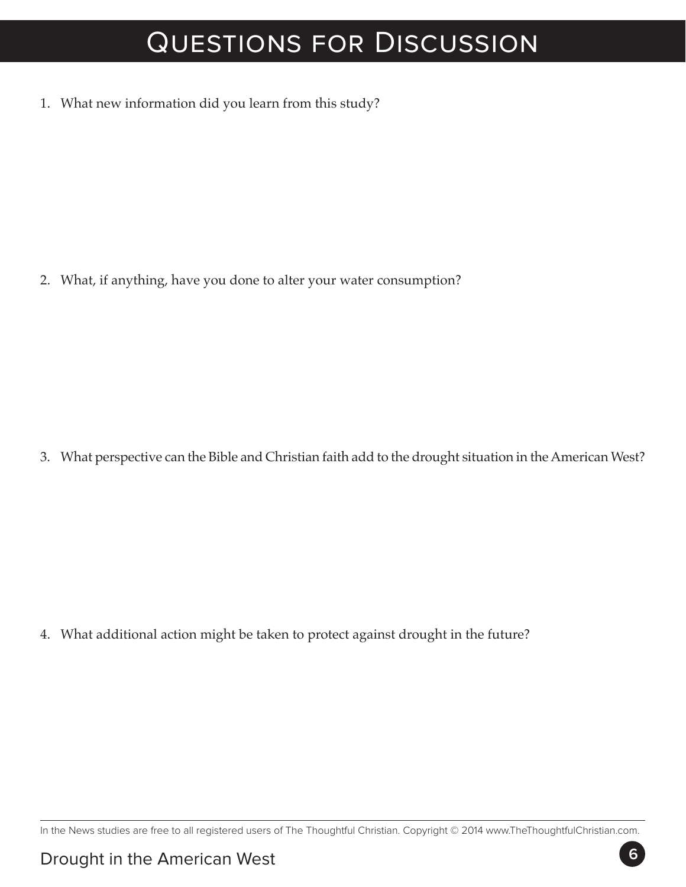# Questions for Discussion

1. What new information did you learn from this study?

2. What, if anything, have you done to alter your water consumption?

3. What perspective can the Bible and Christian faith add to the drought situation in the American West?

4. What additional action might be taken to protect against drought in the future?